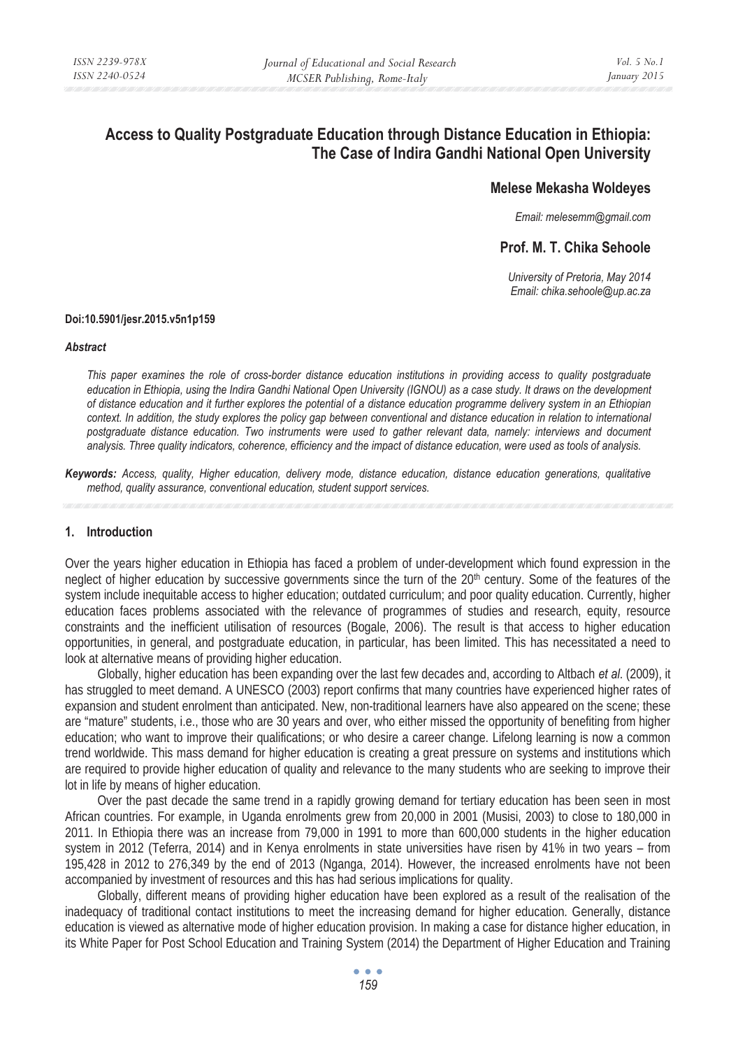# Access to Quality Postgraduate Education through Distance Education in Ethiopia: The Case of Indira Gandhi National Open University

**Melese Mekasha Woldeyes**

*Email: melesemm@gmail.com*

**Prof. M. T. Chika Sehoole**

*University of Pretoria, May 2014*
*Email: chika.sehoole@up.ac.za*

**Doi:10.5901/jesr.2015.v5n1p159**

***Abstract***

*This paper examines the role of cross-border distance education institutions in providing access to quality postgraduate education in Ethiopia, using the Indira Gandhi National Open University (IGNOU) as a case study. It draws on the development of distance education and it further explores the potential of a distance education programme delivery system in an Ethiopian context. In addition, the study explores the policy gap between conventional and distance education in relation to international postgraduate distance education. Two instruments were used to gather relevant data, namely: interviews and document analysis. Three quality indicators, coherence, efficiency and the impact of distance education, were used as tools of analysis.*

***Keywords:*** *Access, quality, Higher education, delivery mode, distance education, distance education generations, qualitative method, quality assurance, conventional education, student support services.*

## 1. Introduction

Over the years higher education in Ethiopia has faced a problem of under-development which found expression in the neglect of higher education by successive governments since the turn of the 20th century. Some of the features of the system include inequitable access to higher education; outdated curriculum; and poor quality education. Currently, higher education faces problems associated with the relevance of programmes of studies and research, equity, resource constraints and the inefficient utilisation of resources (Bogale, 2006). The result is that access to higher education opportunities, in general, and postgraduate education, in particular, has been limited. This has necessitated a need to look at alternative means of providing higher education.

Globally, higher education has been expanding over the last few decades and, according to Altbach *et al*. (2009), it has struggled to meet demand. A UNESCO (2003) report confirms that many countries have experienced higher rates of expansion and student enrolment than anticipated. New, non-traditional learners have also appeared on the scene; these are "mature" students, i.e., those who are 30 years and over, who either missed the opportunity of benefiting from higher education; who want to improve their qualifications; or who desire a career change. Lifelong learning is now a common trend worldwide. This mass demand for higher education is creating a great pressure on systems and institutions which are required to provide higher education of quality and relevance to the many students who are seeking to improve their lot in life by means of higher education.

Over the past decade the same trend in a rapidly growing demand for tertiary education has been seen in most African countries. For example, in Uganda enrolments grew from 20,000 in 2001 (Musisi, 2003) to close to 180,000 in 2011. In Ethiopia there was an increase from 79,000 in 1991 to more than 600,000 students in the higher education system in 2012 (Teferra, 2014) and in Kenya enrolments in state universities have risen by 41% in two years – from 195,428 in 2012 to 276,349 by the end of 2013 (Nganga, 2014). However, the increased enrolments have not been accompanied by investment of resources and this has had serious implications for quality.

Globally, different means of providing higher education have been explored as a result of the realisation of the inadequacy of traditional contact institutions to meet the increasing demand for higher education. Generally, distance education is viewed as alternative mode of higher education provision. In making a case for distance higher education, in its White Paper for Post School Education and Training System (2014) the Department of Higher Education and Training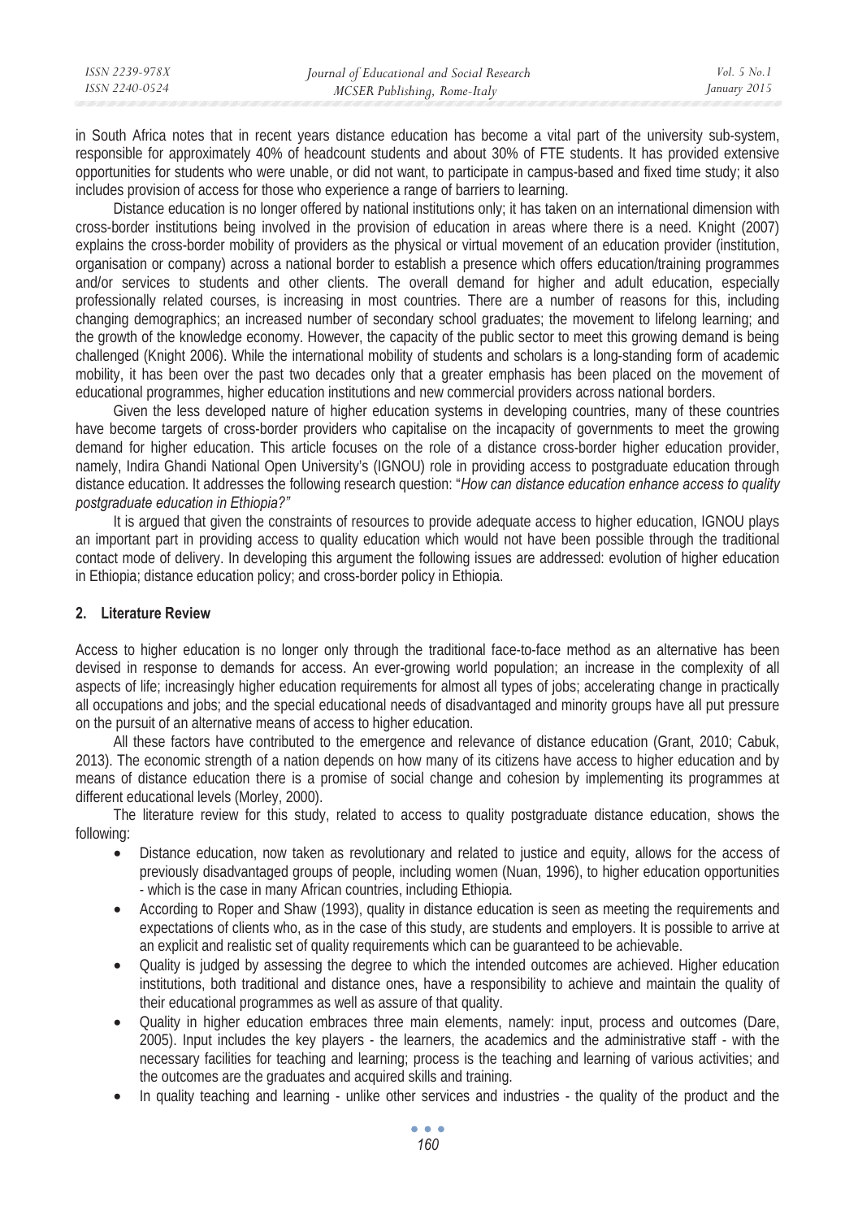in South Africa notes that in recent years distance education has become a vital part of the university sub-system, responsible for approximately 40% of headcount students and about 30% of FTE students. It has provided extensive opportunities for students who were unable, or did not want, to participate in campus-based and fixed time study; it also includes provision of access for those who experience a range of barriers to learning.

Distance education is no longer offered by national institutions only; it has taken on an international dimension with cross-border institutions being involved in the provision of education in areas where there is a need. Knight (2007) explains the cross-border mobility of providers as the physical or virtual movement of an education provider (institution, organisation or company) across a national border to establish a presence which offers education/training programmes and/or services to students and other clients. The overall demand for higher and adult education, especially professionally related courses, is increasing in most countries. There are a number of reasons for this, including changing demographics; an increased number of secondary school graduates; the movement to lifelong learning; and the growth of the knowledge economy. However, the capacity of the public sector to meet this growing demand is being challenged (Knight 2006). While the international mobility of students and scholars is a long-standing form of academic mobility, it has been over the past two decades only that a greater emphasis has been placed on the movement of educational programmes, higher education institutions and new commercial providers across national borders.

Given the less developed nature of higher education systems in developing countries, many of these countries have become targets of cross-border providers who capitalise on the incapacity of governments to meet the growing demand for higher education. This article focuses on the role of a distance cross-border higher education provider, namely, Indira Ghandi National Open University's (IGNOU) role in providing access to postgraduate education through distance education. It addresses the following research question: "*How can distance education enhance access to quality postgraduate education in Ethiopia?"*

It is argued that given the constraints of resources to provide adequate access to higher education, IGNOU plays an important part in providing access to quality education which would not have been possible through the traditional contact mode of delivery. In developing this argument the following issues are addressed: evolution of higher education in Ethiopia; distance education policy; and cross-border policy in Ethiopia.

## 2. Literature Review

Access to higher education is no longer only through the traditional face-to-face method as an alternative has been devised in response to demands for access. An ever-growing world population; an increase in the complexity of all aspects of life; increasingly higher education requirements for almost all types of jobs; accelerating change in practically all occupations and jobs; and the special educational needs of disadvantaged and minority groups have all put pressure on the pursuit of an alternative means of access to higher education.

All these factors have contributed to the emergence and relevance of distance education (Grant, 2010; Cabuk, 2013). The economic strength of a nation depends on how many of its citizens have access to higher education and by means of distance education there is a promise of social change and cohesion by implementing its programmes at different educational levels (Morley, 2000).

The literature review for this study, related to access to quality postgraduate distance education, shows the following:

- Distance education, now taken as revolutionary and related to justice and equity, allows for the access of previously disadvantaged groups of people, including women (Nuan, 1996), to higher education opportunities - which is the case in many African countries, including Ethiopia.
- According to Roper and Shaw (1993), quality in distance education is seen as meeting the requirements and expectations of clients who, as in the case of this study, are students and employers. It is possible to arrive at an explicit and realistic set of quality requirements which can be guaranteed to be achievable.
- Quality is judged by assessing the degree to which the intended outcomes are achieved. Higher education institutions, both traditional and distance ones, have a responsibility to achieve and maintain the quality of their educational programmes as well as assure of that quality.
- Quality in higher education embraces three main elements, namely: input, process and outcomes (Dare, 2005). Input includes the key players - the learners, the academics and the administrative staff - with the necessary facilities for teaching and learning; process is the teaching and learning of various activities; and the outcomes are the graduates and acquired skills and training.
- In quality teaching and learning - unlike other services and industries - the quality of the product and the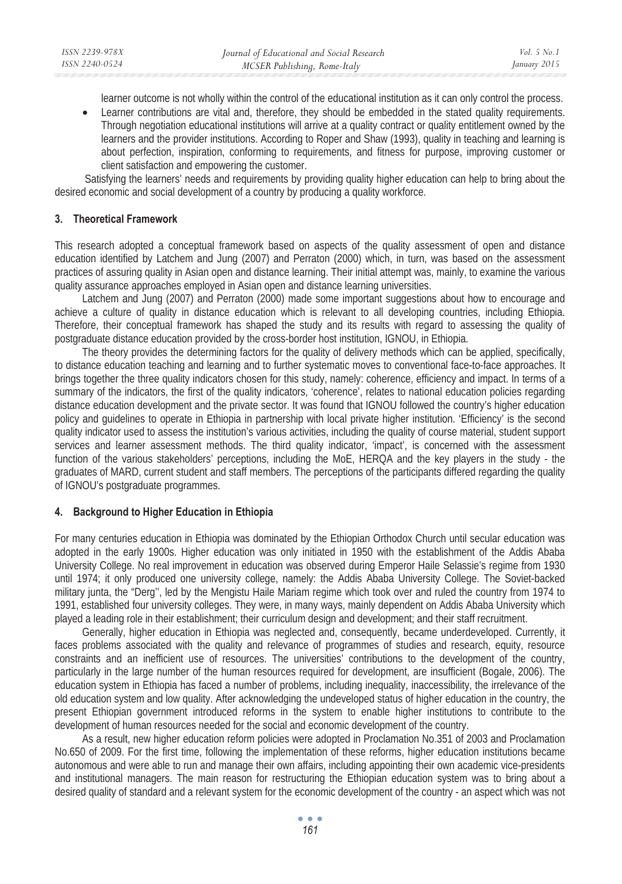learner outcome is not wholly within the control of the educational institution as it can only control the process.

- Learner contributions are vital and, therefore, they should be embedded in the stated quality requirements. Through negotiation educational institutions will arrive at a quality contract or quality entitlement owned by the learners and the provider institutions. According to Roper and Shaw (1993), quality in teaching and learning is about perfection, inspiration, conforming to requirements, and fitness for purpose, improving customer or client satisfaction and empowering the customer.

Satisfying the learners' needs and requirements by providing quality higher education can help to bring about the desired economic and social development of a country by producing a quality workforce.

## 3. Theoretical Framework

This research adopted a conceptual framework based on aspects of the quality assessment of open and distance education identified by Latchem and Jung (2007) and Perraton (2000) which, in turn, was based on the assessment practices of assuring quality in Asian open and distance learning. Their initial attempt was, mainly, to examine the various quality assurance approaches employed in Asian open and distance learning universities.

Latchem and Jung (2007) and Perraton (2000) made some important suggestions about how to encourage and achieve a culture of quality in distance education which is relevant to all developing countries, including Ethiopia. Therefore, their conceptual framework has shaped the study and its results with regard to assessing the quality of postgraduate distance education provided by the cross-border host institution, IGNOU, in Ethiopia.

The theory provides the determining factors for the quality of delivery methods which can be applied, specifically, to distance education teaching and learning and to further systematic moves to conventional face-to-face approaches. It brings together the three quality indicators chosen for this study, namely: coherence, efficiency and impact. In terms of a summary of the indicators, the first of the quality indicators, 'coherence', relates to national education policies regarding distance education development and the private sector. It was found that IGNOU followed the country's higher education policy and guidelines to operate in Ethiopia in partnership with local private higher institution. 'Efficiency' is the second quality indicator used to assess the institution's various activities, including the quality of course material, student support services and learner assessment methods. The third quality indicator, 'impact', is concerned with the assessment function of the various stakeholders' perceptions, including the MoE, HERQA and the key players in the study - the graduates of MARD, current student and staff members. The perceptions of the participants differed regarding the quality of IGNOU's postgraduate programmes.

## 4. Background to Higher Education in Ethiopia

For many centuries education in Ethiopia was dominated by the Ethiopian Orthodox Church until secular education was adopted in the early 1900s. Higher education was only initiated in 1950 with the establishment of the Addis Ababa University College. No real improvement in education was observed during Emperor Haile Selassie's regime from 1930 until 1974; it only produced one university college, namely: the Addis Ababa University College. The Soviet-backed military junta, the "Derg'', led by the Mengistu Haile Mariam regime which took over and ruled the country from 1974 to 1991, established four university colleges. They were, in many ways, mainly dependent on Addis Ababa University which played a leading role in their establishment; their curriculum design and development; and their staff recruitment.

Generally, higher education in Ethiopia was neglected and, consequently, became underdeveloped. Currently, it faces problems associated with the quality and relevance of programmes of studies and research, equity, resource constraints and an inefficient use of resources. The universities' contributions to the development of the country, particularly in the large number of the human resources required for development, are insufficient (Bogale, 2006). The education system in Ethiopia has faced a number of problems, including inequality, inaccessibility, the irrelevance of the old education system and low quality. After acknowledging the undeveloped status of higher education in the country, the present Ethiopian government introduced reforms in the system to enable higher institutions to contribute to the development of human resources needed for the social and economic development of the country.

As a result, new higher education reform policies were adopted in Proclamation No.351 of 2003 and Proclamation No.650 of 2009. For the first time, following the implementation of these reforms, higher education institutions became autonomous and were able to run and manage their own affairs, including appointing their own academic vice-presidents and institutional managers. The main reason for restructuring the Ethiopian education system was to bring about a desired quality of standard and a relevant system for the economic development of the country - an aspect which was not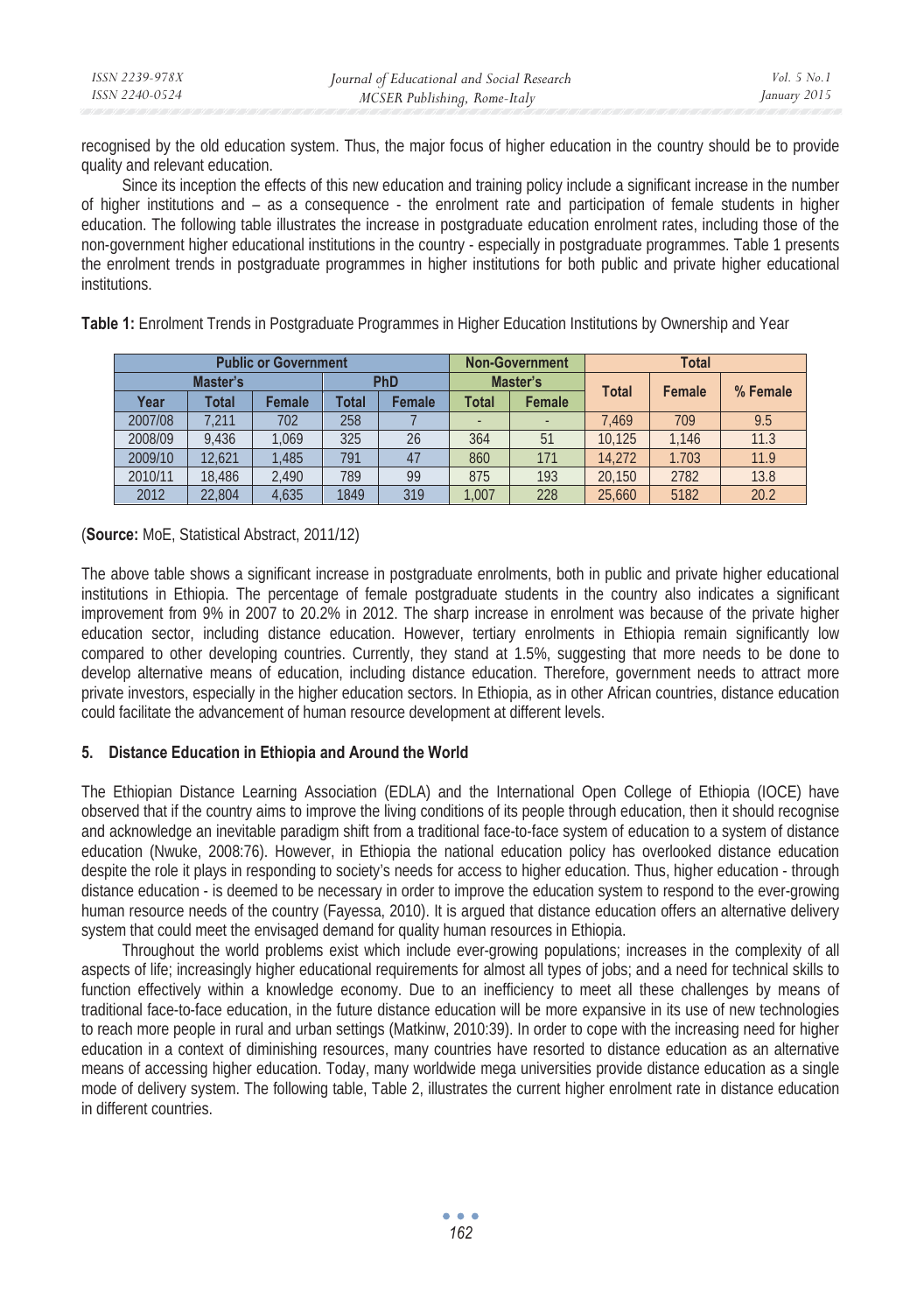recognised by the old education system. Thus, the major focus of higher education in the country should be to provide quality and relevant education.

Since its inception the effects of this new education and training policy include a significant increase in the number of higher institutions and – as a consequence - the enrolment rate and participation of female students in higher education. The following table illustrates the increase in postgraduate education enrolment rates, including those of the non-government higher educational institutions in the country - especially in postgraduate programmes. Table 1 presents the enrolment trends in postgraduate programmes in higher institutions for both public and private higher educational institutions.

**Table 1:** Enrolment Trends in Postgraduate Programmes in Higher Education Institutions by Ownership and Year

| Public or Government | | | | | Non-Government | | Total | | |
|---|---|---|---|---|---|---|---|---|---|
| | Master's | | PhD | | Master's | | Total | Female | % Female |
| Year | Total | Female | Total | Female | Total | Female | | | |
| 2007/08 | 7,211 | 702 | 258 | 7 | - | - | 7,469 | 709 | 9.5 |
| 2008/09 | 9,436 | 1,069 | 325 | 26 | 364 | 51 | 10,125 | 1,146 | 11.3 |
| 2009/10 | 12,621 | 1,485 | 791 | 47 | 860 | 171 | 14,272 | 1.703 | 11.9 |
| 2010/11 | 18,486 | 2,490 | 789 | 99 | 875 | 193 | 20,150 | 2782 | 13.8 |
| 2012 | 22,804 | 4,635 | 1849 | 319 | 1,007 | 228 | 25,660 | 5182 | 20.2 |

(**Source:** MoE, Statistical Abstract, 2011/12)

The above table shows a significant increase in postgraduate enrolments, both in public and private higher educational institutions in Ethiopia. The percentage of female postgraduate students in the country also indicates a significant improvement from 9% in 2007 to 20.2% in 2012. The sharp increase in enrolment was because of the private higher education sector, including distance education. However, tertiary enrolments in Ethiopia remain significantly low compared to other developing countries. Currently, they stand at 1.5%, suggesting that more needs to be done to develop alternative means of education, including distance education. Therefore, government needs to attract more private investors, especially in the higher education sectors. In Ethiopia, as in other African countries, distance education could facilitate the advancement of human resource development at different levels.

## 5. Distance Education in Ethiopia and Around the World

The Ethiopian Distance Learning Association (EDLA) and the International Open College of Ethiopia (IOCE) have observed that if the country aims to improve the living conditions of its people through education, then it should recognise and acknowledge an inevitable paradigm shift from a traditional face-to-face system of education to a system of distance education (Nwuke, 2008:76). However, in Ethiopia the national education policy has overlooked distance education despite the role it plays in responding to society's needs for access to higher education. Thus, higher education - through distance education - is deemed to be necessary in order to improve the education system to respond to the ever-growing human resource needs of the country (Fayessa, 2010). It is argued that distance education offers an alternative delivery system that could meet the envisaged demand for quality human resources in Ethiopia.

Throughout the world problems exist which include ever-growing populations; increases in the complexity of all aspects of life; increasingly higher educational requirements for almost all types of jobs; and a need for technical skills to function effectively within a knowledge economy. Due to an inefficiency to meet all these challenges by means of traditional face-to-face education, in the future distance education will be more expansive in its use of new technologies to reach more people in rural and urban settings (Matkinw, 2010:39). In order to cope with the increasing need for higher education in a context of diminishing resources, many countries have resorted to distance education as an alternative means of accessing higher education. Today, many worldwide mega universities provide distance education as a single mode of delivery system. The following table, Table 2, illustrates the current higher enrolment rate in distance education in different countries.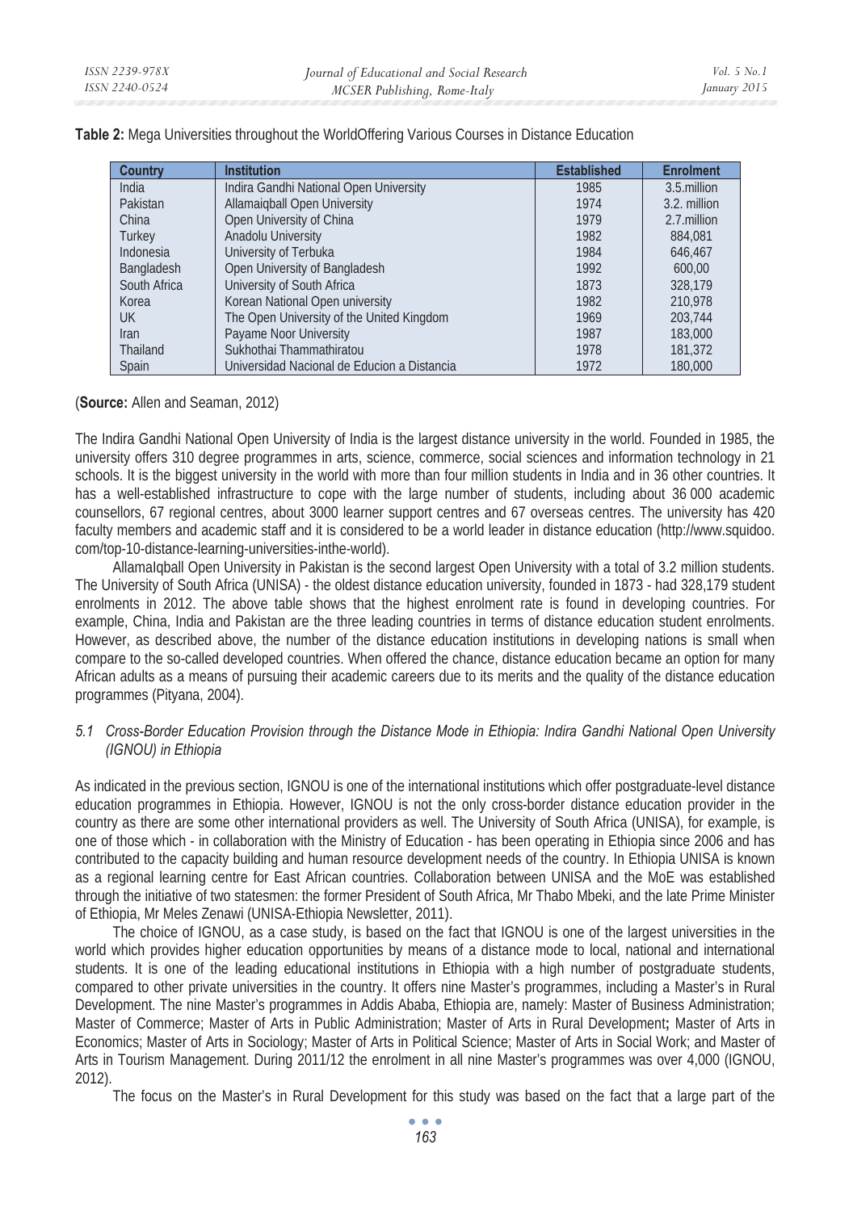**Table 2:** Mega Universities throughout the WorldOffering Various Courses in Distance Education

| Country | Institution | Established | Enrolment |
|---|---|---|---|
| India | Indira Gandhi National Open University | 1985 | 3.5.million |
| Pakistan | Allamaiqball Open University | 1974 | 3.2. million |
| China | Open University of China | 1979 | 2.7.million |
| Turkey | Anadolu University | 1982 | 884,081 |
| Indonesia | University of Terbuka | 1984 | 646,467 |
| Bangladesh | Open University of Bangladesh | 1992 | 600,00 |
| South Africa | University of South Africa | 1873 | 328,179 |
| Korea | Korean National Open university | 1982 | 210,978 |
| UK | The Open University of the United Kingdom | 1969 | 203,744 |
| Iran | Payame Noor University | 1987 | 183,000 |
| Thailand | Sukhothai Thammathiratou | 1978 | 181,372 |
| Spain | Universidad Nacional de Educion a Distancia | 1972 | 180,000 |

(**Source:** Allen and Seaman, 2012)

The Indira Gandhi National Open University of India is the largest distance university in the world. Founded in 1985, the university offers 310 degree programmes in arts, science, commerce, social sciences and information technology in 21 schools. It is the biggest university in the world with more than four million students in India and in 36 other countries. It has a well-established infrastructure to cope with the large number of students, including about 36 000 academic counsellors, 67 regional centres, about 3000 learner support centres and 67 overseas centres. The university has 420 faculty members and academic staff and it is considered to be a world leader in distance education (http://www.squidoo.com/top-10-distance-learning-universities-inthe-world).

AllamaIqball Open University in Pakistan is the second largest Open University with a total of 3.2 million students. The University of South Africa (UNISA) - the oldest distance education university, founded in 1873 - had 328,179 student enrolments in 2012. The above table shows that the highest enrolment rate is found in developing countries. For example, China, India and Pakistan are the three leading countries in terms of distance education student enrolments. However, as described above, the number of the distance education institutions in developing nations is small when compare to the so-called developed countries. When offered the chance, distance education became an option for many African adults as a means of pursuing their academic careers due to its merits and the quality of the distance education programmes (Pityana, 2004).

### *5.1 Cross-Border Education Provision through the Distance Mode in Ethiopia: Indira Gandhi National Open University (IGNOU) in Ethiopia*

As indicated in the previous section, IGNOU is one of the international institutions which offer postgraduate-level distance education programmes in Ethiopia. However, IGNOU is not the only cross-border distance education provider in the country as there are some other international providers as well. The University of South Africa (UNISA), for example, is one of those which - in collaboration with the Ministry of Education - has been operating in Ethiopia since 2006 and has contributed to the capacity building and human resource development needs of the country. In Ethiopia UNISA is known as a regional learning centre for East African countries. Collaboration between UNISA and the MoE was established through the initiative of two statesmen: the former President of South Africa, Mr Thabo Mbeki, and the late Prime Minister of Ethiopia, Mr Meles Zenawi (UNISA-Ethiopia Newsletter, 2011).

The choice of IGNOU, as a case study, is based on the fact that IGNOU is one of the largest universities in the world which provides higher education opportunities by means of a distance mode to local, national and international students. It is one of the leading educational institutions in Ethiopia with a high number of postgraduate students, compared to other private universities in the country. It offers nine Master's programmes, including a Master's in Rural Development. The nine Master's programmes in Addis Ababa, Ethiopia are, namely: Master of Business Administration; Master of Commerce; Master of Arts in Public Administration; Master of Arts in Rural Development**;** Master of Arts in Economics; Master of Arts in Sociology; Master of Arts in Political Science; Master of Arts in Social Work; and Master of Arts in Tourism Management. During 2011/12 the enrolment in all nine Master's programmes was over 4,000 (IGNOU, 2012).

The focus on the Master's in Rural Development for this study was based on the fact that a large part of the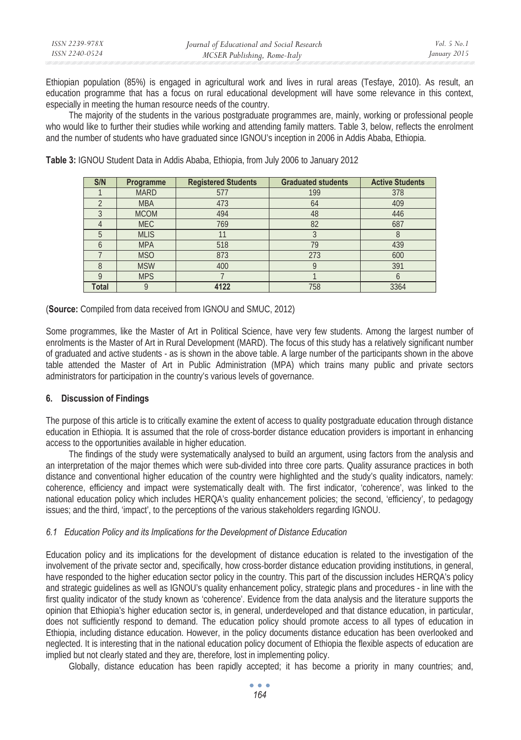Ethiopian population (85%) is engaged in agricultural work and lives in rural areas (Tesfaye, 2010). As result, an education programme that has a focus on rural educational development will have some relevance in this context, especially in meeting the human resource needs of the country.

The majority of the students in the various postgraduate programmes are, mainly, working or professional people who would like to further their studies while working and attending family matters. Table 3, below, reflects the enrolment and the number of students who have graduated since IGNOU's inception in 2006 in Addis Ababa, Ethiopia.

**Table 3:** IGNOU Student Data in Addis Ababa, Ethiopia, from July 2006 to January 2012

| S/N | Programme | Registered Students | Graduated students | Active Students |
|---|---|---|---|---|
| 1 | MARD | 577 | 199 | 378 |
| 2 | MBA | 473 | 64 | 409 |
| 3 | MCOM | 494 | 48 | 446 |
| 4 | MEC | 769 | 82 | 687 |
| 5 | MLIS | 11 | 3 | 8 |
| 6 | MPA | 518 | 79 | 439 |
| 7 | MSO | 873 | 273 | 600 |
| 8 | MSW | 400 | 9 | 391 |
| 9 | MPS | 7 | 1 | 6 |
| **Total** | 9 | **4122** | 758 | 3364 |

(**Source:** Compiled from data received from IGNOU and SMUC, 2012)

Some programmes, like the Master of Art in Political Science, have very few students. Among the largest number of enrolments is the Master of Art in Rural Development (MARD). The focus of this study has a relatively significant number of graduated and active students - as is shown in the above table. A large number of the participants shown in the above table attended the Master of Art in Public Administration (MPA) which trains many public and private sectors administrators for participation in the country's various levels of governance.

## 6. Discussion of Findings

The purpose of this article is to critically examine the extent of access to quality postgraduate education through distance education in Ethiopia. It is assumed that the role of cross-border distance education providers is important in enhancing access to the opportunities available in higher education.

The findings of the study were systematically analysed to build an argument, using factors from the analysis and an interpretation of the major themes which were sub-divided into three core parts. Quality assurance practices in both distance and conventional higher education of the country were highlighted and the study's quality indicators, namely: coherence, efficiency and impact were systematically dealt with. The first indicator, 'coherence', was linked to the national education policy which includes HERQA's quality enhancement policies; the second, 'efficiency', to pedagogy issues; and the third, 'impact', to the perceptions of the various stakeholders regarding IGNOU.

### *6.1 Education Policy and its Implications for the Development of Distance Education*

Education policy and its implications for the development of distance education is related to the investigation of the involvement of the private sector and, specifically, how cross-border distance education providing institutions, in general, have responded to the higher education sector policy in the country. This part of the discussion includes HERQA's policy and strategic guidelines as well as IGNOU's quality enhancement policy, strategic plans and procedures - in line with the first quality indicator of the study known as 'coherence'. Evidence from the data analysis and the literature supports the opinion that Ethiopia's higher education sector is, in general, underdeveloped and that distance education, in particular, does not sufficiently respond to demand. The education policy should promote access to all types of education in Ethiopia, including distance education. However, in the policy documents distance education has been overlooked and neglected. It is interesting that in the national education policy document of Ethiopia the flexible aspects of education are implied but not clearly stated and they are, therefore, lost in implementing policy.

Globally, distance education has been rapidly accepted; it has become a priority in many countries; and,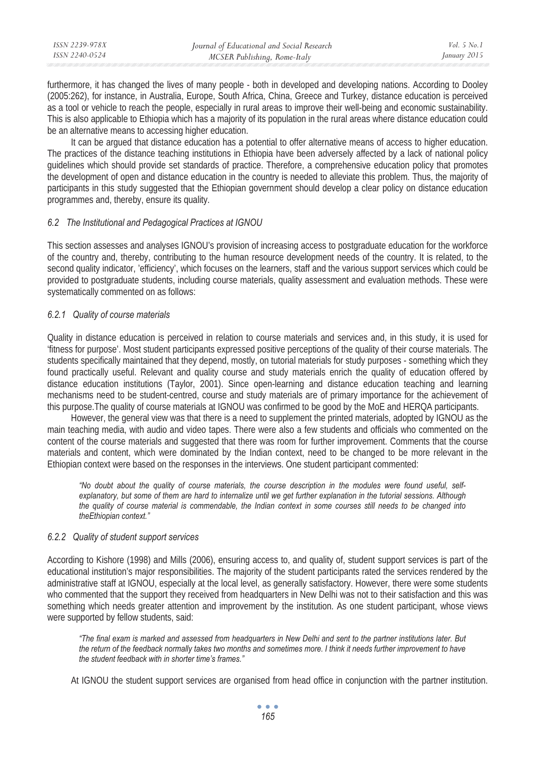furthermore, it has changed the lives of many people - both in developed and developing nations. According to Dooley (2005:262), for instance, in Australia, Europe, South Africa, China, Greece and Turkey, distance education is perceived as a tool or vehicle to reach the people, especially in rural areas to improve their well-being and economic sustainability. This is also applicable to Ethiopia which has a majority of its population in the rural areas where distance education could be an alternative means to accessing higher education.

It can be argued that distance education has a potential to offer alternative means of access to higher education. The practices of the distance teaching institutions in Ethiopia have been adversely affected by a lack of national policy guidelines which should provide set standards of practice. Therefore, a comprehensive education policy that promotes the development of open and distance education in the country is needed to alleviate this problem. Thus, the majority of participants in this study suggested that the Ethiopian government should develop a clear policy on distance education programmes and, thereby, ensure its quality.

### *6.2 The Institutional and Pedagogical Practices at IGNOU*

This section assesses and analyses IGNOU's provision of increasing access to postgraduate education for the workforce of the country and, thereby, contributing to the human resource development needs of the country. It is related, to the second quality indicator, 'efficiency', which focuses on the learners, staff and the various support services which could be provided to postgraduate students, including course materials, quality assessment and evaluation methods. These were systematically commented on as follows:

#### *6.2.1 Quality of course materials*

Quality in distance education is perceived in relation to course materials and services and, in this study, it is used for 'fitness for purpose'. Most student participants expressed positive perceptions of the quality of their course materials. The students specifically maintained that they depend, mostly, on tutorial materials for study purposes - something which they found practically useful. Relevant and quality course and study materials enrich the quality of education offered by distance education institutions (Taylor, 2001). Since open-learning and distance education teaching and learning mechanisms need to be student-centred, course and study materials are of primary importance for the achievement of this purpose.The quality of course materials at IGNOU was confirmed to be good by the MoE and HERQA participants.

However, the general view was that there is a need to supplement the printed materials, adopted by IGNOU as the main teaching media, with audio and video tapes. There were also a few students and officials who commented on the content of the course materials and suggested that there was room for further improvement. Comments that the course materials and content, which were dominated by the Indian context, need to be changed to be more relevant in the Ethiopian context were based on the responses in the interviews. One student participant commented:

> *"No doubt about the quality of course materials, the course description in the modules were found useful, self-explanatory, but some of them are hard to internalize until we get further explanation in the tutorial sessions. Although the quality of course material is commendable, the Indian context in some courses still needs to be changed into theEthiopian context."*

#### *6.2.2 Quality of student support services*

According to Kishore (1998) and Mills (2006), ensuring access to, and quality of, student support services is part of the educational institution's major responsibilities. The majority of the student participants rated the services rendered by the administrative staff at IGNOU, especially at the local level, as generally satisfactory. However, there were some students who commented that the support they received from headquarters in New Delhi was not to their satisfaction and this was something which needs greater attention and improvement by the institution. As one student participant, whose views were supported by fellow students, said:

> *"The final exam is marked and assessed from headquarters in New Delhi and sent to the partner institutions later. But the return of the feedback normally takes two months and sometimes more. I think it needs further improvement to have the student feedback with in shorter time's frames."*

At IGNOU the student support services are organised from head office in conjunction with the partner institution.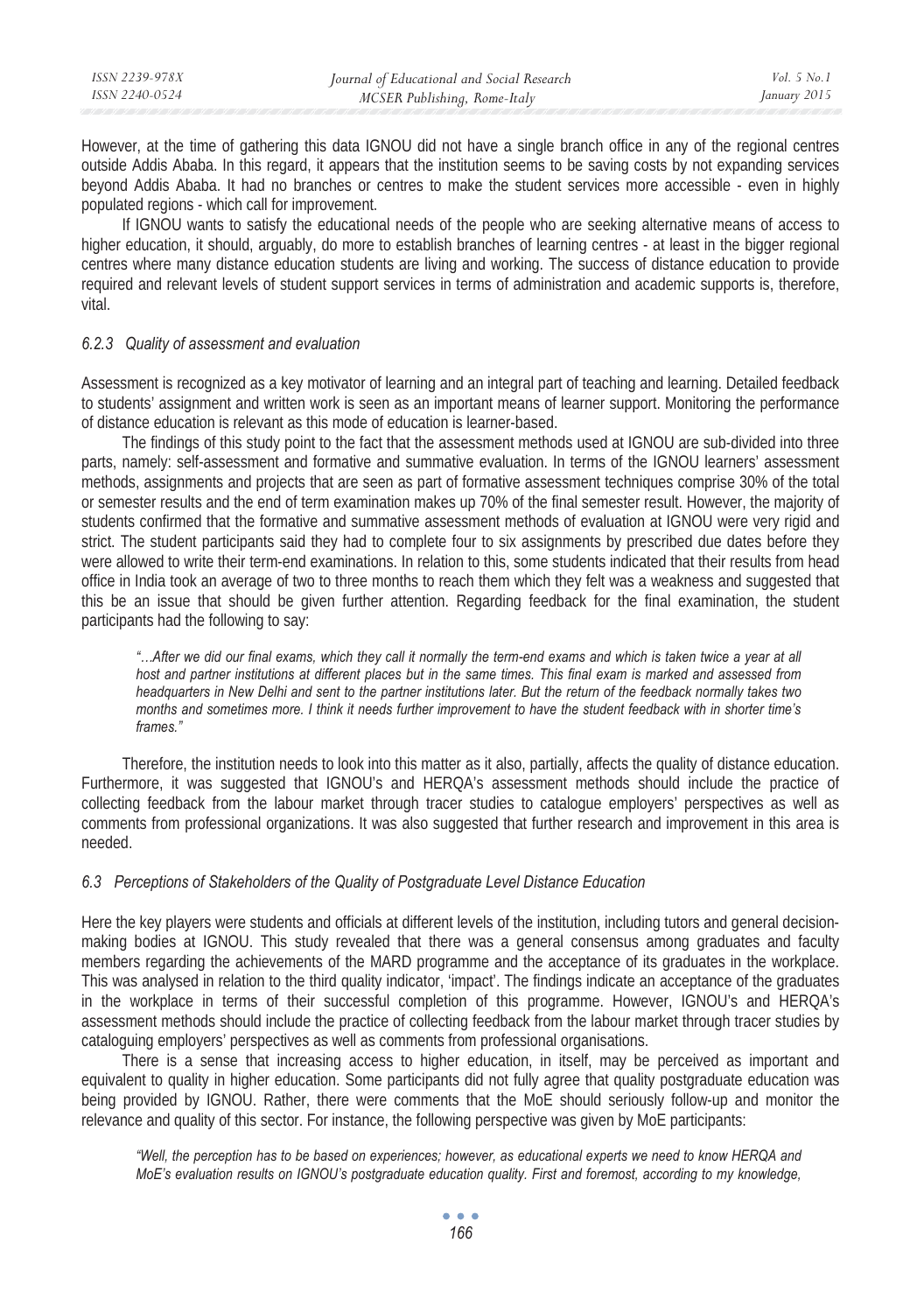However, at the time of gathering this data IGNOU did not have a single branch office in any of the regional centres outside Addis Ababa. In this regard, it appears that the institution seems to be saving costs by not expanding services beyond Addis Ababa. It had no branches or centres to make the student services more accessible - even in highly populated regions - which call for improvement.

If IGNOU wants to satisfy the educational needs of the people who are seeking alternative means of access to higher education, it should, arguably, do more to establish branches of learning centres - at least in the bigger regional centres where many distance education students are living and working. The success of distance education to provide required and relevant levels of student support services in terms of administration and academic supports is, therefore, vital.

### *6.2.3 Quality of assessment and evaluation*

Assessment is recognized as a key motivator of learning and an integral part of teaching and learning. Detailed feedback to students' assignment and written work is seen as an important means of learner support. Monitoring the performance of distance education is relevant as this mode of education is learner-based.

The findings of this study point to the fact that the assessment methods used at IGNOU are sub-divided into three parts, namely: self-assessment and formative and summative evaluation. In terms of the IGNOU learners' assessment methods, assignments and projects that are seen as part of formative assessment techniques comprise 30% of the total or semester results and the end of term examination makes up 70% of the final semester result. However, the majority of students confirmed that the formative and summative assessment methods of evaluation at IGNOU were very rigid and strict. The student participants said they had to complete four to six assignments by prescribed due dates before they were allowed to write their term-end examinations. In relation to this, some students indicated that their results from head office in India took an average of two to three months to reach them which they felt was a weakness and suggested that this be an issue that should be given further attention. Regarding feedback for the final examination, the student participants had the following to say:

> *"…After we did our final exams, which they call it normally the term-end exams and which is taken twice a year at all host and partner institutions at different places but in the same times. This final exam is marked and assessed from headquarters in New Delhi and sent to the partner institutions later. But the return of the feedback normally takes two months and sometimes more. I think it needs further improvement to have the student feedback with in shorter time's frames."*

Therefore, the institution needs to look into this matter as it also, partially, affects the quality of distance education. Furthermore, it was suggested that IGNOU's and HERQA's assessment methods should include the practice of collecting feedback from the labour market through tracer studies to catalogue employers' perspectives as well as comments from professional organizations. It was also suggested that further research and improvement in this area is needed.

## *6.3 Perceptions of Stakeholders of the Quality of Postgraduate Level Distance Education*

Here the key players were students and officials at different levels of the institution, including tutors and general decision-making bodies at IGNOU. This study revealed that there was a general consensus among graduates and faculty members regarding the achievements of the MARD programme and the acceptance of its graduates in the workplace. This was analysed in relation to the third quality indicator, 'impact'. The findings indicate an acceptance of the graduates in the workplace in terms of their successful completion of this programme. However, IGNOU's and HERQA's assessment methods should include the practice of collecting feedback from the labour market through tracer studies by cataloguing employers' perspectives as well as comments from professional organisations.

There is a sense that increasing access to higher education, in itself, may be perceived as important and equivalent to quality in higher education. Some participants did not fully agree that quality postgraduate education was being provided by IGNOU. Rather, there were comments that the MoE should seriously follow-up and monitor the relevance and quality of this sector. For instance, the following perspective was given by MoE participants:

> *"Well, the perception has to be based on experiences; however, as educational experts we need to know HERQA and MoE's evaluation results on IGNOU's postgraduate education quality. First and foremost, according to my knowledge,*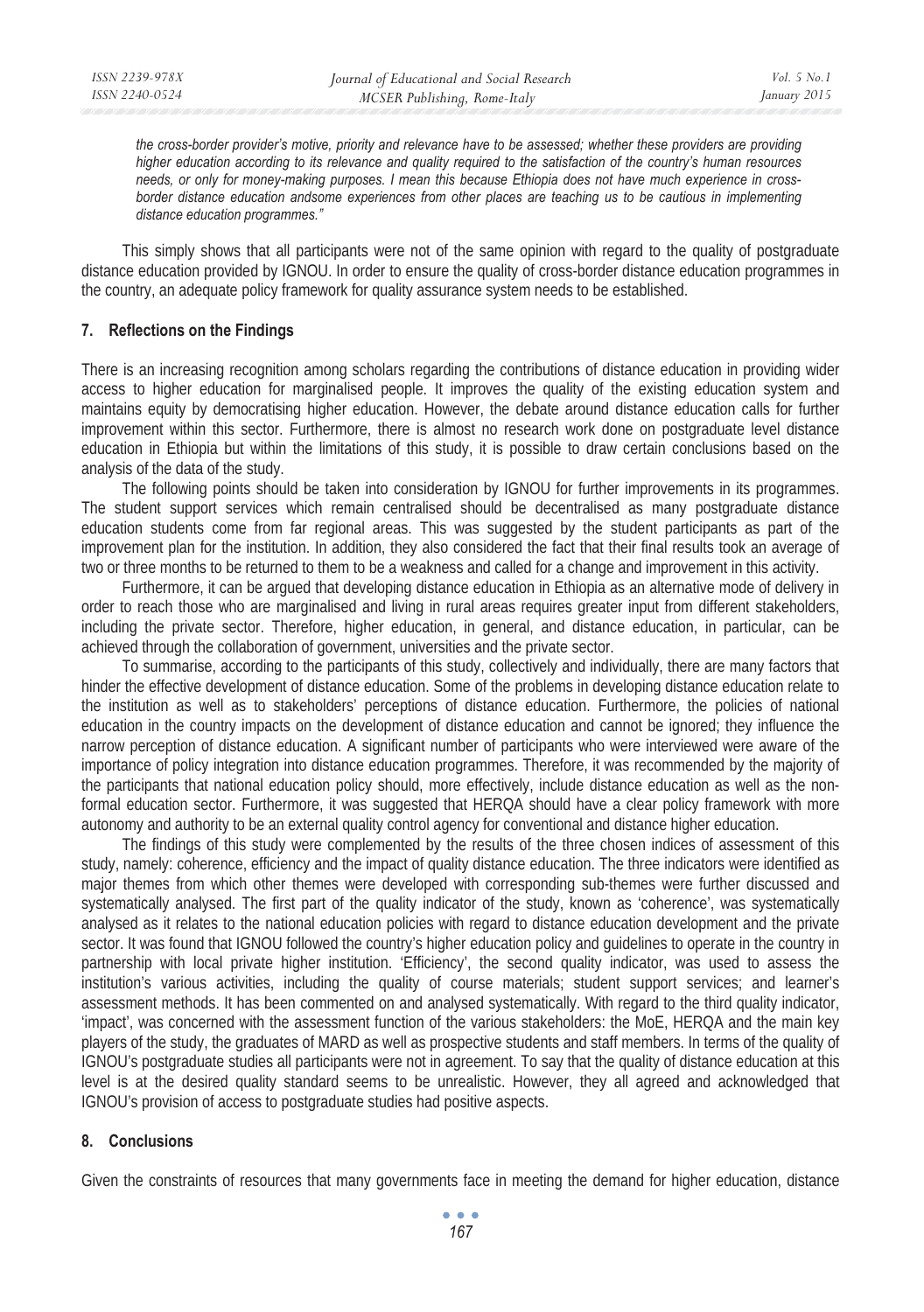*the cross-border provider's motive, priority and relevance have to be assessed; whether these providers are providing higher education according to its relevance and quality required to the satisfaction of the country's human resources needs, or only for money-making purposes. I mean this because Ethiopia does not have much experience in cross-border distance education andsome experiences from other places are teaching us to be cautious in implementing distance education programmes."*

This simply shows that all participants were not of the same opinion with regard to the quality of postgraduate distance education provided by IGNOU. In order to ensure the quality of cross-border distance education programmes in the country, an adequate policy framework for quality assurance system needs to be established.

## 7. Reflections on the Findings

There is an increasing recognition among scholars regarding the contributions of distance education in providing wider access to higher education for marginalised people. It improves the quality of the existing education system and maintains equity by democratising higher education. However, the debate around distance education calls for further improvement within this sector. Furthermore, there is almost no research work done on postgraduate level distance education in Ethiopia but within the limitations of this study, it is possible to draw certain conclusions based on the analysis of the data of the study.

The following points should be taken into consideration by IGNOU for further improvements in its programmes. The student support services which remain centralised should be decentralised as many postgraduate distance education students come from far regional areas. This was suggested by the student participants as part of the improvement plan for the institution. In addition, they also considered the fact that their final results took an average of two or three months to be returned to them to be a weakness and called for a change and improvement in this activity.

Furthermore, it can be argued that developing distance education in Ethiopia as an alternative mode of delivery in order to reach those who are marginalised and living in rural areas requires greater input from different stakeholders, including the private sector. Therefore, higher education, in general, and distance education, in particular, can be achieved through the collaboration of government, universities and the private sector.

To summarise, according to the participants of this study, collectively and individually, there are many factors that hinder the effective development of distance education. Some of the problems in developing distance education relate to the institution as well as to stakeholders' perceptions of distance education. Furthermore, the policies of national education in the country impacts on the development of distance education and cannot be ignored; they influence the narrow perception of distance education. A significant number of participants who were interviewed were aware of the importance of policy integration into distance education programmes. Therefore, it was recommended by the majority of the participants that national education policy should, more effectively, include distance education as well as the non-formal education sector. Furthermore, it was suggested that HERQA should have a clear policy framework with more autonomy and authority to be an external quality control agency for conventional and distance higher education.

The findings of this study were complemented by the results of the three chosen indices of assessment of this study, namely: coherence, efficiency and the impact of quality distance education. The three indicators were identified as major themes from which other themes were developed with corresponding sub-themes were further discussed and systematically analysed. The first part of the quality indicator of the study, known as 'coherence', was systematically analysed as it relates to the national education policies with regard to distance education development and the private sector. It was found that IGNOU followed the country's higher education policy and guidelines to operate in the country in partnership with local private higher institution. 'Efficiency', the second quality indicator, was used to assess the institution's various activities, including the quality of course materials; student support services; and learner's assessment methods. It has been commented on and analysed systematically. With regard to the third quality indicator, 'impact', was concerned with the assessment function of the various stakeholders: the MoE, HERQA and the main key players of the study, the graduates of MARD as well as prospective students and staff members. In terms of the quality of IGNOU's postgraduate studies all participants were not in agreement. To say that the quality of distance education at this level is at the desired quality standard seems to be unrealistic. However, they all agreed and acknowledged that IGNOU's provision of access to postgraduate studies had positive aspects.

## 8. Conclusions

Given the constraints of resources that many governments face in meeting the demand for higher education, distance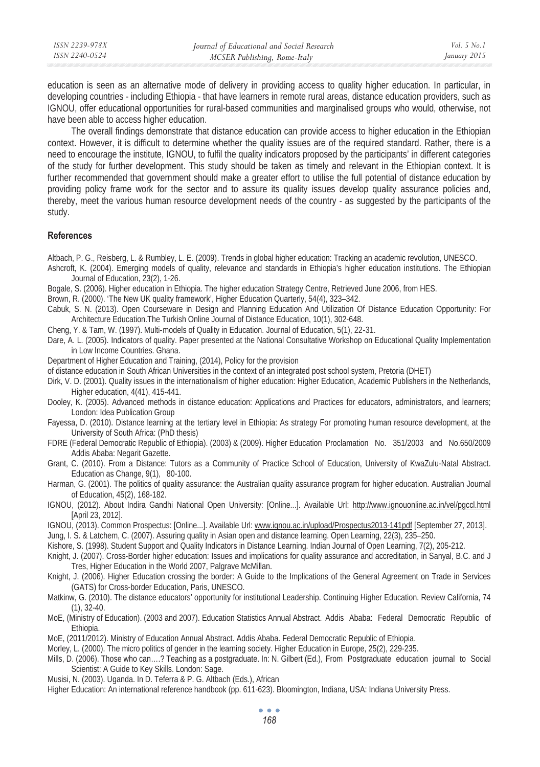education is seen as an alternative mode of delivery in providing access to quality higher education. In particular, in developing countries - including Ethiopia - that have learners in remote rural areas, distance education providers, such as IGNOU, offer educational opportunities for rural-based communities and marginalised groups who would, otherwise, not have been able to access higher education.

The overall findings demonstrate that distance education can provide access to higher education in the Ethiopian context. However, it is difficult to determine whether the quality issues are of the required standard. Rather, there is a need to encourage the institute, IGNOU, to fulfil the quality indicators proposed by the participants' in different categories of the study for further development. This study should be taken as timely and relevant in the Ethiopian context. It is further recommended that government should make a greater effort to utilise the full potential of distance education by providing policy frame work for the sector and to assure its quality issues develop quality assurance policies and, thereby, meet the various human resource development needs of the country - as suggested by the participants of the study.

## References

Altbach, P. G., Reisberg, L. & Rumbley, L. E. (2009). Trends in global higher education: Tracking an academic revolution, UNESCO.

Ashcroft, K. (2004). Emerging models of quality, relevance and standards in Ethiopia's higher education institutions. The Ethiopian Journal of Education, 23(2), 1-26.

Bogale, S. (2006). Higher education in Ethiopia. The higher education Strategy Centre, Retrieved June 2006, from HES.

Brown, R. (2000). 'The New UK quality framework', Higher Education Quarterly, 54(4), 323–342.

Cabuk, S. N. (2013). Open Courseware in Design and Planning Education And Utilization Of Distance Education Opportunity: For Architecture Education.The Turkish Online Journal of Distance Education, 10(1), 302-648.

Cheng, Y. & Tam, W. (1997). Multi-models of Quality in Education. Journal of Education, 5(1), 22-31.

Dare, A. L. (2005). Indicators of quality. Paper presented at the National Consultative Workshop on Educational Quality Implementation in Low Income Countries. Ghana.

Department of Higher Education and Training, (2014), Policy for the provision of distance education in South African Universities in the context of an integrated post school system, Pretoria (DHET)

Dirk, V. D. (2001). Quality issues in the internationalism of higher education: Higher Education, Academic Publishers in the Netherlands, Higher education, 4(41), 415-441.

Dooley, K. (2005). Advanced methods in distance education: Applications and Practices for educators, administrators, and learners; London: Idea Publication Group

Fayessa, D. (2010). Distance learning at the tertiary level in Ethiopia: As strategy For promoting human resource development, at the University of South Africa: (PhD thesis)

FDRE (Federal Democratic Republic of Ethiopia). (2003) & (2009). Higher Education Proclamation No. 351/2003 and No.650/2009 Addis Ababa: Negarit Gazette.

Grant, C. (2010). From a Distance: Tutors as a Community of Practice School of Education, University of KwaZulu-Natal Abstract. Education as Change, 9(1), 80-100.

Harman, G. (2001). The politics of quality assurance: the Australian quality assurance program for higher education. Australian Journal of Education, 45(2), 168-182.

IGNOU, (2012). About Indira Gandhi National Open University: [Online...]. Available Url: http://www.ignouonline.ac.in/vel/pgccl.html [April 23, 2012].

IGNOU, (2013). Common Prospectus: [Online...]. Available Url: www.ignou.ac.in/upload/Prospectus2013-141pdf [September 27, 2013].

Jung, I. S. & Latchem, C. (2007). Assuring quality in Asian open and distance learning. Open Learning, 22(3), 235–250.

Kishore, S. (1998). Student Support and Quality Indicators in Distance Learning. Indian Journal of Open Learning, 7(2), 205-212.

Knight, J. (2007). Cross-Border higher education: Issues and implications for quality assurance and accreditation, in Sanyal, B.C. and J Tres, Higher Education in the World 2007, Palgrave McMillan.

Knight, J. (2006). Higher Education crossing the border: A Guide to the Implications of the General Agreement on Trade in Services (GATS) for Cross-border Education, Paris, UNESCO.

Matkinw, G. (2010). The distance educators' opportunity for institutional Leadership. Continuing Higher Education. Review California, 74 (1), 32-40.

MoE, (Ministry of Education). (2003 and 2007). Education Statistics Annual Abstract. Addis Ababa: Federal Democratic Republic of Ethiopia.

MoE, (2011/2012). Ministry of Education Annual Abstract. Addis Ababa. Federal Democratic Republic of Ethiopia.

Morley, L. (2000). The micro politics of gender in the learning society. Higher Education in Europe, 25(2), 229-235.

Mills, D. (2006). Those who can….? Teaching as a postgraduate. In: N. Gilbert (Ed.), From Postgraduate education journal to Social Scientist: A Guide to Key Skills. London: Sage.

Musisi, N. (2003). Uganda. In D. Teferra & P. G. Altbach (Eds.), African Higher Education: An international reference handbook (pp. 611-623). Bloomington, Indiana, USA: Indiana University Press.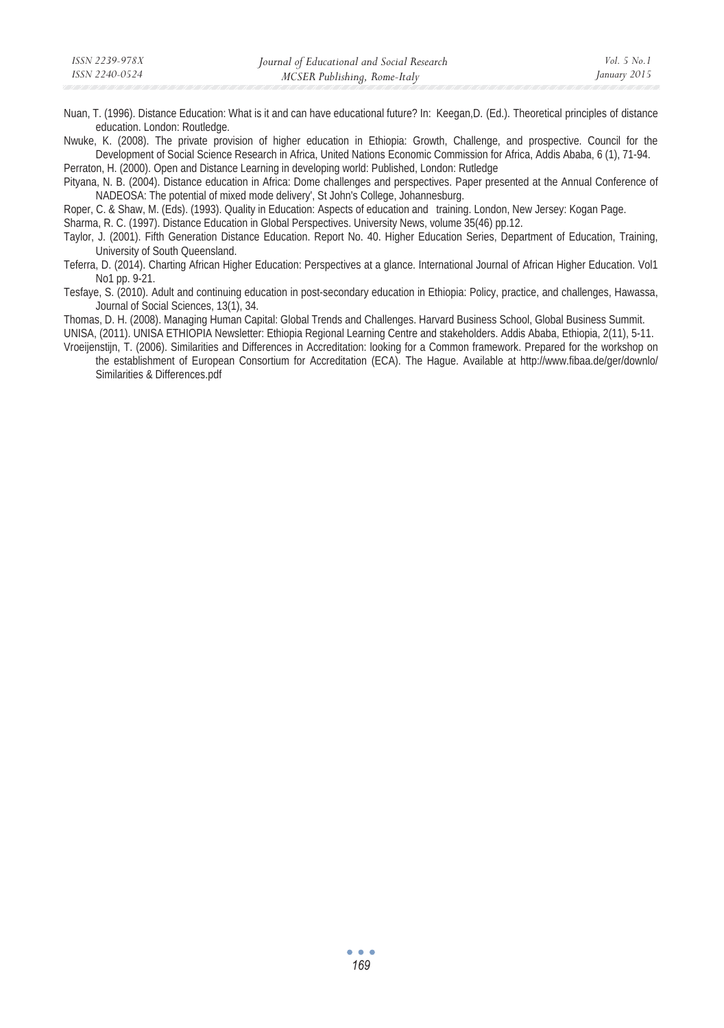Nuan, T. (1996). Distance Education: What is it and can have educational future? In: Keegan,D. (Ed.). Theoretical principles of distance education. London: Routledge.

Nwuke, K. (2008). The private provision of higher education in Ethiopia: Growth, Challenge, and prospective. Council for the Development of Social Science Research in Africa, United Nations Economic Commission for Africa, Addis Ababa, 6 (1), 71-94.

Perraton, H. (2000). Open and Distance Learning in developing world: Published, London: Rutledge

Pityana, N. B. (2004). Distance education in Africa: Dome challenges and perspectives. Paper presented at the Annual Conference of NADEOSA: The potential of mixed mode delivery', St John's College, Johannesburg.

Roper, C. & Shaw, M. (Eds). (1993). Quality in Education: Aspects of education and training. London, New Jersey: Kogan Page.

Sharma, R. C. (1997). Distance Education in Global Perspectives. University News, volume 35(46) pp.12.

Taylor, J. (2001). Fifth Generation Distance Education. Report No. 40. Higher Education Series, Department of Education, Training, University of South Queensland.

Teferra, D. (2014). Charting African Higher Education: Perspectives at a glance. International Journal of African Higher Education. Vol1 No1 pp. 9-21.

Tesfaye, S. (2010). Adult and continuing education in post-secondary education in Ethiopia: Policy, practice, and challenges, Hawassa, Journal of Social Sciences, 13(1), 34.

Thomas, D. H. (2008). Managing Human Capital: Global Trends and Challenges. Harvard Business School, Global Business Summit.

UNISA, (2011). UNISA ETHIOPIA Newsletter: Ethiopia Regional Learning Centre and stakeholders. Addis Ababa, Ethiopia, 2(11), 5-11.

Vroeijenstijn, T. (2006). Similarities and Differences in Accreditation: looking for a Common framework. Prepared for the workshop on the establishment of European Consortium for Accreditation (ECA). The Hague. Available at http://www.fibaa.de/ger/downlo/ Similarities & Differences.pdf